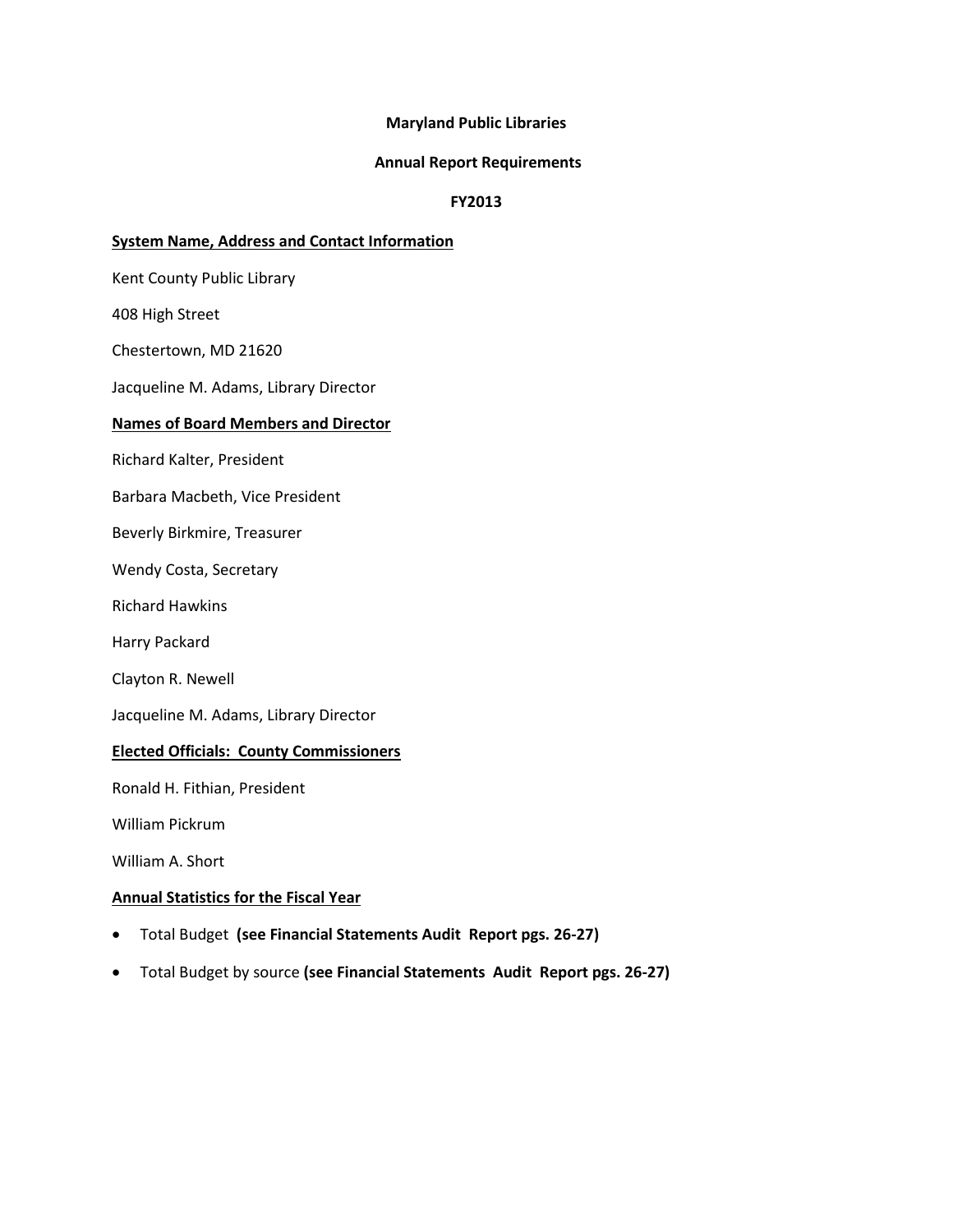# Maryland Public Libraries

## Annual Report Requirements

## FY2013

**System Name, Address and Contact Information**

Kent County Public Library

408 High Street

Chestertown, MD 21620

Jacqueline M. Adams, Library Director

**Names of Board Members and Director**

Richard Kalter, President

Barbara Macbeth, Vice President

Beverly Birkmire, Treasurer

Wendy Costa, Secretary

Richard Hawkins

Harry Packard

Clayton R. Newell

Jacqueline M. Adams, Library Director

**Elected Officials: County Commissioners**

Ronald H. Fithian, President

William Pickrum

William A. Short

**Annual Statistics for the Fiscal Year**

- Total Budget **(see Financial Statements Audit Report pgs. 26-27)**
- Total Budget by source **(see Financial Statements Audit Report pgs. 26-27)**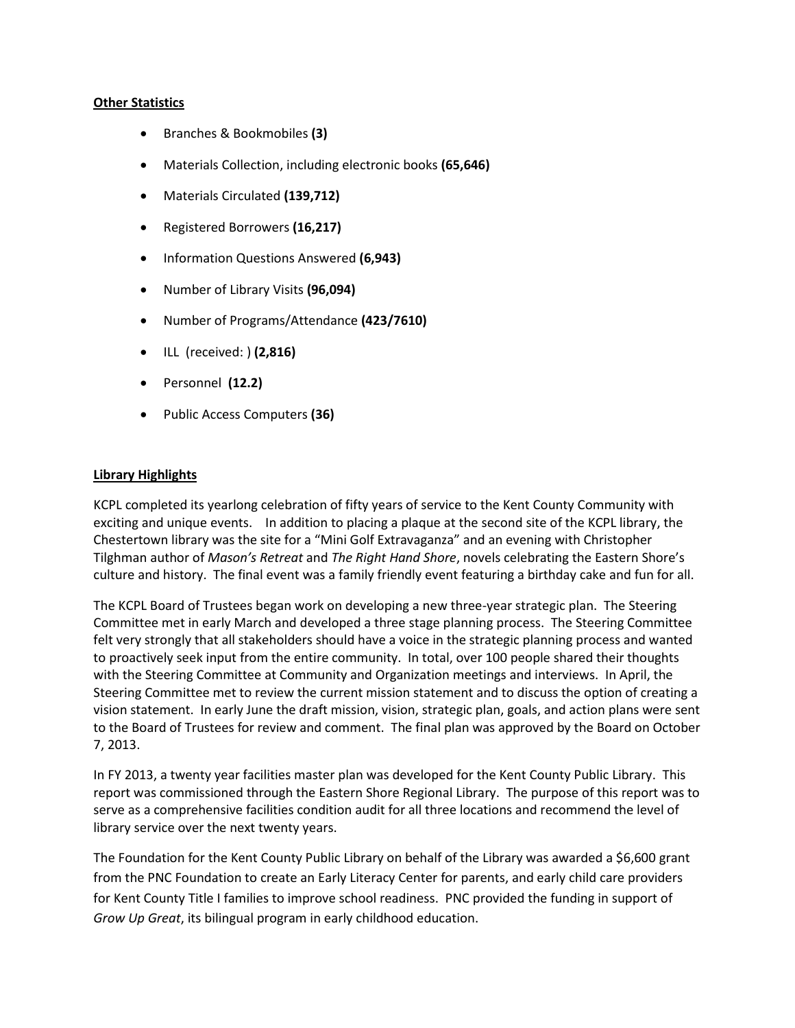**Other Statistics**

- Branches & Bookmobiles **(3)**
- Materials Collection, including electronic books **(65,646)**
- Materials Circulated **(139,712)**
- Registered Borrowers **(16,217)**
- Information Questions Answered **(6,943)**
- Number of Library Visits **(96,094)**
- Number of Programs/Attendance **(423/7610)**
- ILL (received: ) **(2,816)**
- Personnel **(12.2)**
- Public Access Computers **(36)**

**Library Highlights**

KCPL completed its yearlong celebration of fifty years of service to the Kent County Community with exciting and unique events. In addition to placing a plaque at the second site of the KCPL library, the Chestertown library was the site for a "Mini Golf Extravaganza" and an evening with Christopher Tilghman author of *Mason's Retreat* and *The Right Hand Shore*, novels celebrating the Eastern Shore's culture and history. The final event was a family friendly event featuring a birthday cake and fun for all.

The KCPL Board of Trustees began work on developing a new three-year strategic plan. The Steering Committee met in early March and developed a three stage planning process. The Steering Committee felt very strongly that all stakeholders should have a voice in the strategic planning process and wanted to proactively seek input from the entire community. In total, over 100 people shared their thoughts with the Steering Committee at Community and Organization meetings and interviews. In April, the Steering Committee met to review the current mission statement and to discuss the option of creating a vision statement. In early June the draft mission, vision, strategic plan, goals, and action plans were sent to the Board of Trustees for review and comment. The final plan was approved by the Board on October 7, 2013.

In FY 2013, a twenty year facilities master plan was developed for the Kent County Public Library. This report was commissioned through the Eastern Shore Regional Library. The purpose of this report was to serve as a comprehensive facilities condition audit for all three locations and recommend the level of library service over the next twenty years.

The Foundation for the Kent County Public Library on behalf of the Library was awarded a $6,600 grant from the PNC Foundation to create an Early Literacy Center for parents, and early child care providers for Kent County Title I families to improve school readiness. PNC provided the funding in support of *Grow Up Great*, its bilingual program in early childhood education.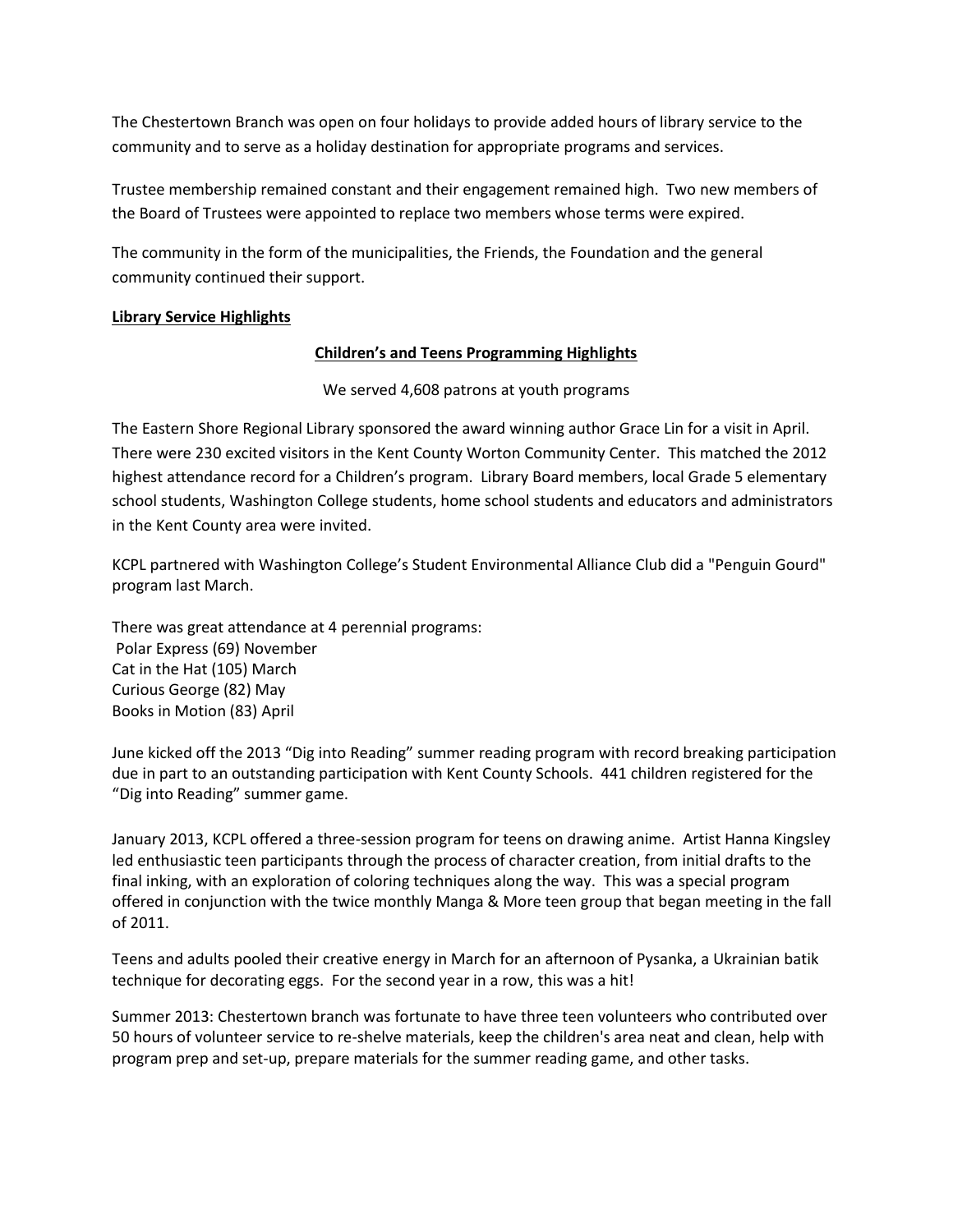The Chestertown Branch was open on four holidays to provide added hours of library service to the community and to serve as a holiday destination for appropriate programs and services.

Trustee membership remained constant and their engagement remained high. Two new members of the Board of Trustees were appointed to replace two members whose terms were expired.

The community in the form of the municipalities, the Friends, the Foundation and the general community continued their support.

**Library Service Highlights**

**Children's and Teens Programming Highlights**

We served 4,608 patrons at youth programs

The Eastern Shore Regional Library sponsored the award winning author Grace Lin for a visit in April. There were 230 excited visitors in the Kent County Worton Community Center. This matched the 2012 highest attendance record for a Children's program. Library Board members, local Grade 5 elementary school students, Washington College students, home school students and educators and administrators in the Kent County area were invited.

KCPL partnered with Washington College's Student Environmental Alliance Club did a "Penguin Gourd" program last March.

There was great attendance at 4 perennial programs:
Polar Express (69) November
Cat in the Hat (105) March
Curious George (82) May
Books in Motion (83) April

June kicked off the 2013 "Dig into Reading" summer reading program with record breaking participation due in part to an outstanding participation with Kent County Schools. 441 children registered for the "Dig into Reading" summer game.

January 2013, KCPL offered a three-session program for teens on drawing anime. Artist Hanna Kingsley led enthusiastic teen participants through the process of character creation, from initial drafts to the final inking, with an exploration of coloring techniques along the way. This was a special program offered in conjunction with the twice monthly Manga & More teen group that began meeting in the fall of 2011.

Teens and adults pooled their creative energy in March for an afternoon of Pysanka, a Ukrainian batik technique for decorating eggs. For the second year in a row, this was a hit!

Summer 2013: Chestertown branch was fortunate to have three teen volunteers who contributed over 50 hours of volunteer service to re-shelve materials, keep the children's area neat and clean, help with program prep and set-up, prepare materials for the summer reading game, and other tasks.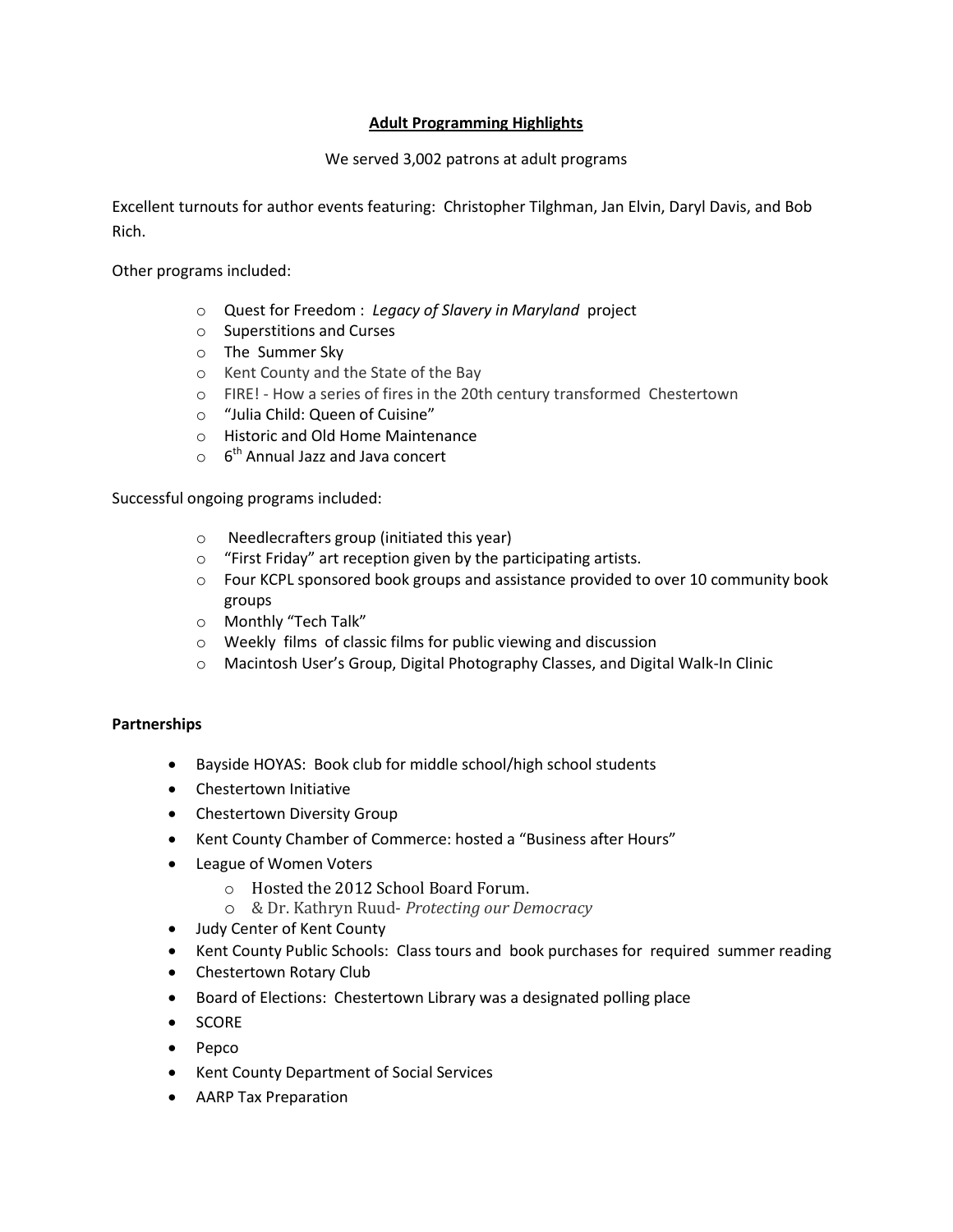## Adult Programming Highlights

We served 3,002 patrons at adult programs

Excellent turnouts for author events featuring: Christopher Tilghman, Jan Elvin, Daryl Davis, and Bob Rich.

Other programs included:

- Quest for Freedom : *Legacy of Slavery in Maryland* project
- Superstitions and Curses
- The Summer Sky
- Kent County and the State of the Bay
- FIRE! - How a series of fires in the 20th century transformed Chestertown
- "Julia Child: Queen of Cuisine"
- Historic and Old Home Maintenance
- 6th Annual Jazz and Java concert

Successful ongoing programs included:

- Needlecrafters group (initiated this year)
- "First Friday" art reception given by the participating artists.
- Four KCPL sponsored book groups and assistance provided to over 10 community book groups
- Monthly "Tech Talk"
- Weekly films of classic films for public viewing and discussion
- Macintosh User's Group, Digital Photography Classes, and Digital Walk-In Clinic

**Partnerships**

- Bayside HOYAS: Book club for middle school/high school students
- Chestertown Initiative
- Chestertown Diversity Group
- Kent County Chamber of Commerce: hosted a "Business after Hours"
- League of Women Voters
  - Hosted the 2012 School Board Forum.
  - & Dr. Kathryn Ruud- *Protecting our Democracy*
- Judy Center of Kent County
- Kent County Public Schools: Class tours and book purchases for required summer reading
- Chestertown Rotary Club
- Board of Elections: Chestertown Library was a designated polling place
- SCORE
- Pepco
- Kent County Department of Social Services
- AARP Tax Preparation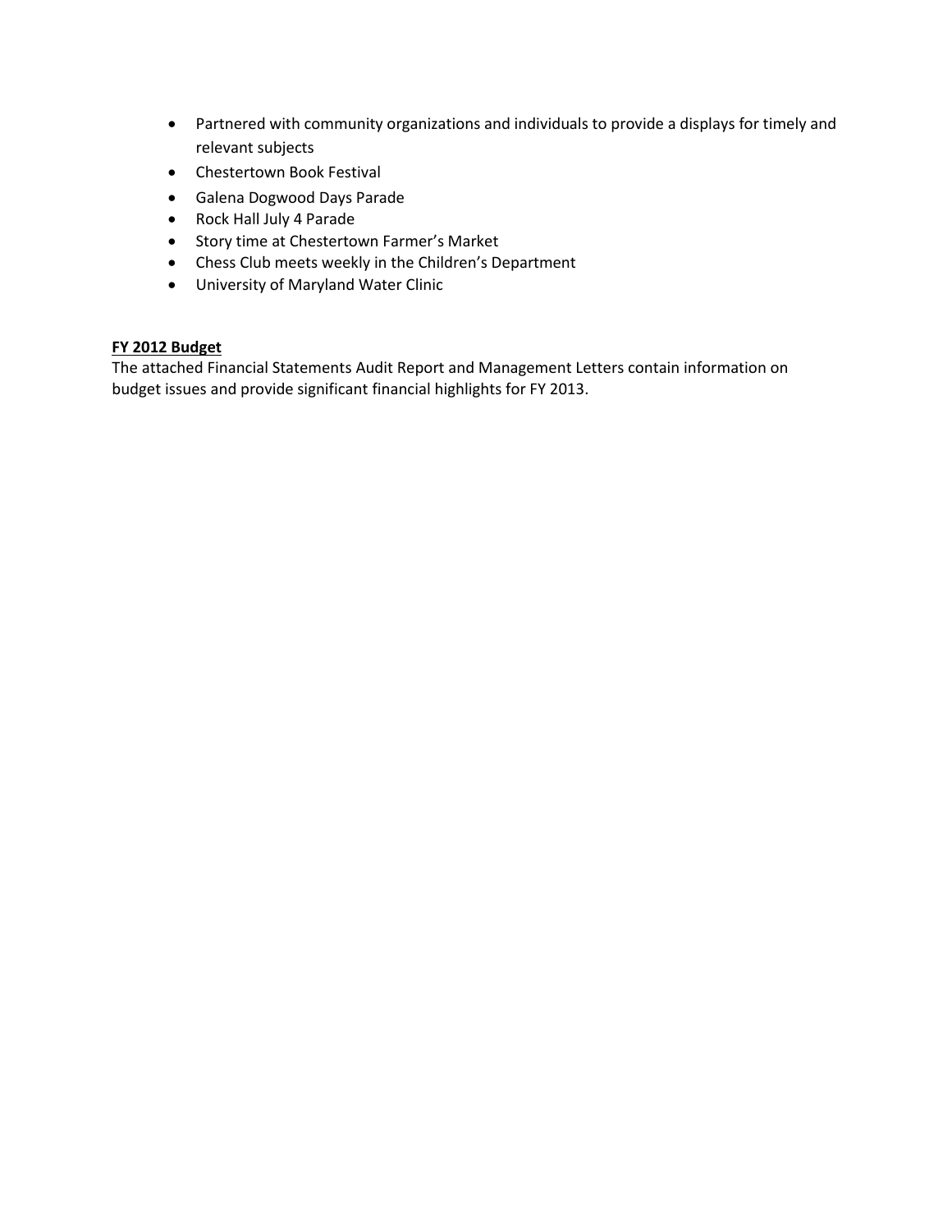- Partnered with community organizations and individuals to provide a displays for timely and relevant subjects
- Chestertown Book Festival
- Galena Dogwood Days Parade
- Rock Hall July 4 Parade
- Story time at Chestertown Farmer's Market
- Chess Club meets weekly in the Children's Department
- University of Maryland Water Clinic

**FY 2012 Budget**

The attached Financial Statements Audit Report and Management Letters contain information on budget issues and provide significant financial highlights for FY 2013.